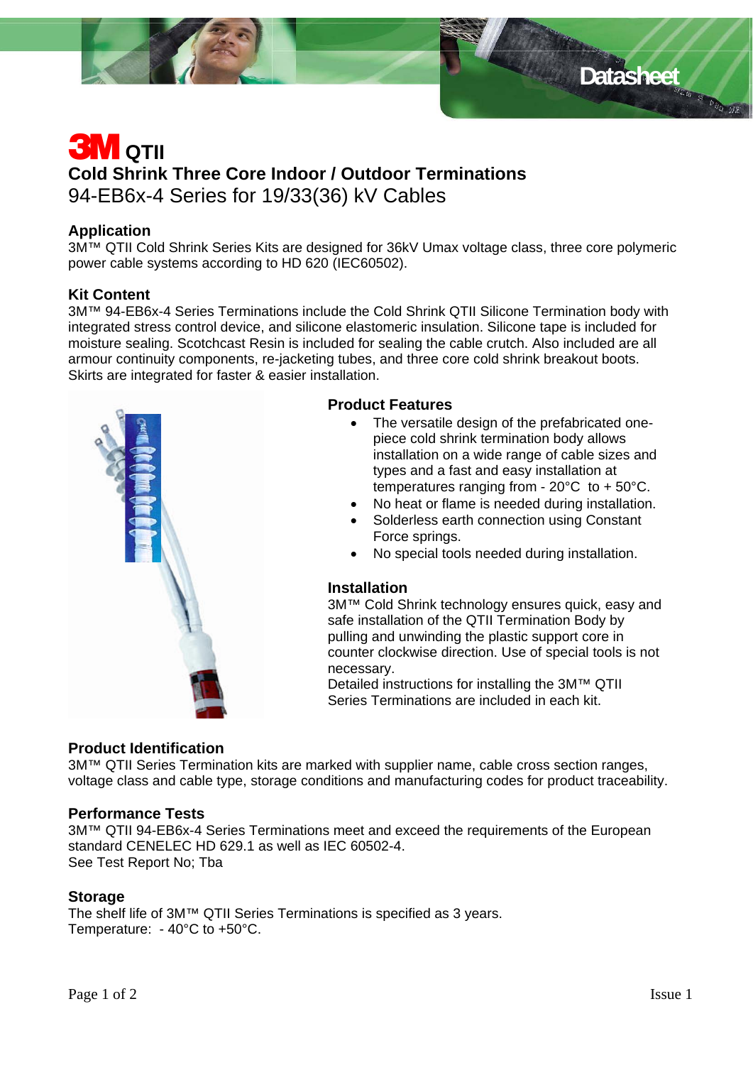# 3M QTII

## Cold Shrink Three Core Indoor / Outdoor Terminations

94-EB6x-4 Series for 19/33(36) kV Cables

### Application

3M™ QTII Cold Shrink Series Kits are designed for 36kV Umax voltage class, three core polymeric power cable systems according to HD 620 (IEC60502).

### Kit Content

3M™ 94-EB6x-4 Series Terminations include the Cold Shrink QTII Silicone Termination body with integrated stress control device, and silicone elastomeric insulation. Silicone tape is included for moisture sealing. Scotchcast Resin is included for sealing the cable crutch. Also included are all armour continuity components, re-jacketing tubes, and three core cold shrink breakout boots. Skirts are integrated for faster & easier installation.

### Product Features

- The versatile design of the prefabricated one-piece cold shrink termination body allows installation on a wide range of cable sizes and types and a fast and easy installation at temperatures ranging from - 20°C to + 50°C.
- No heat or flame is needed during installation.
- Solderless earth connection using Constant Force springs.
- No special tools needed during installation.

### Installation

3M™ Cold Shrink technology ensures quick, easy and safe installation of the QTII Termination Body by pulling and unwinding the plastic support core in counter clockwise direction. Use of special tools is not necessary.
Detailed instructions for installing the 3M™ QTII Series Terminations are included in each kit.

### Product Identification

3M™ QTII Series Termination kits are marked with supplier name, cable cross section ranges, voltage class and cable type, storage conditions and manufacturing codes for product traceability.

### Performance Tests

3M™ QTII 94-EB6x-4 Series Terminations meet and exceed the requirements of the European standard CENELEC HD 629.1 as well as IEC 60502-4.
See Test Report No; Tba

### Storage

The shelf life of 3M™ QTII Series Terminations is specified as 3 years.
Temperature: - 40°C to +50°C.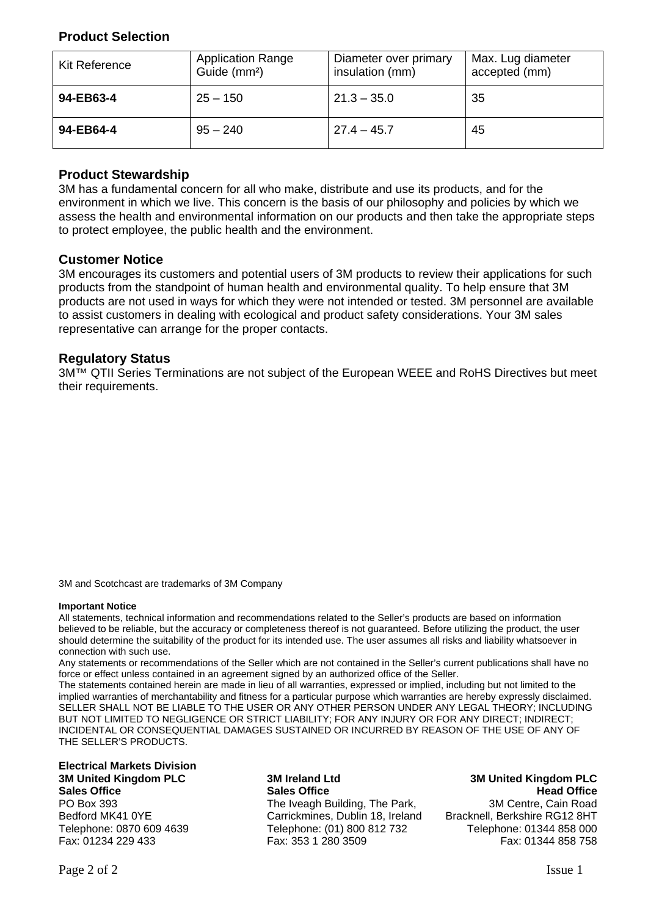## Product Selection

| Kit Reference | Application Range Guide (mm²) | Diameter over primary insulation (mm) | Max. Lug diameter accepted (mm) |
|---|---|---|---|
| **94-EB63-4** | 25 – 150 | 21.3 – 35.0 | 35 |
| **94-EB64-4** | 95 – 240 | 27.4 – 45.7 | 45 |

## Product Stewardship

3M has a fundamental concern for all who make, distribute and use its products, and for the environment in which we live. This concern is the basis of our philosophy and policies by which we assess the health and environmental information on our products and then take the appropriate steps to protect employee, the public health and the environment.

## Customer Notice

3M encourages its customers and potential users of 3M products to review their applications for such products from the standpoint of human health and environmental quality. To help ensure that 3M products are not used in ways for which they were not intended or tested. 3M personnel are available to assist customers in dealing with ecological and product safety considerations. Your 3M sales representative can arrange for the proper contacts.

## Regulatory Status

3M™ QTII Series Terminations are not subject of the European WEEE and RoHS Directives but meet their requirements.

3M and Scotchcast are trademarks of 3M Company

**Important Notice**

All statements, technical information and recommendations related to the Seller's products are based on information believed to be reliable, but the accuracy or completeness thereof is not guaranteed. Before utilizing the product, the user should determine the suitability of the product for its intended use. The user assumes all risks and liability whatsoever in connection with such use.

Any statements or recommendations of the Seller which are not contained in the Seller's current publications shall have no force or effect unless contained in an agreement signed by an authorized office of the Seller.

The statements contained herein are made in lieu of all warranties, expressed or implied, including but not limited to the implied warranties of merchantability and fitness for a particular purpose which warranties are hereby expressly disclaimed. SELLER SHALL NOT BE LIABLE TO THE USER OR ANY OTHER PERSON UNDER ANY LEGAL THEORY; INCLUDING BUT NOT LIMITED TO NEGLIGENCE OR STRICT LIABILITY; FOR ANY INJURY OR FOR ANY DIRECT; INDIRECT; INCIDENTAL OR CONSEQUENTIAL DAMAGES SUSTAINED OR INCURRED BY REASON OF THE USE OF ANY OF THE SELLER'S PRODUCTS.

**Electrical Markets Division**

**3M United Kingdom PLC**
**Sales Office**
PO Box 393
Bedford MK41 0YE
Telephone: 0870 609 4639
Fax: 01234 229 433

**3M Ireland Ltd**
**Sales Office**
The Iveagh Building, The Park,
Carrickmines, Dublin 18, Ireland
Telephone: (01) 800 812 732
Fax: 353 1 280 3509

**3M United Kingdom PLC**
**Head Office**
3M Centre, Cain Road
Bracknell, Berkshire RG12 8HT
Telephone: 01344 858 000
Fax: 01344 858 758

Issue 1